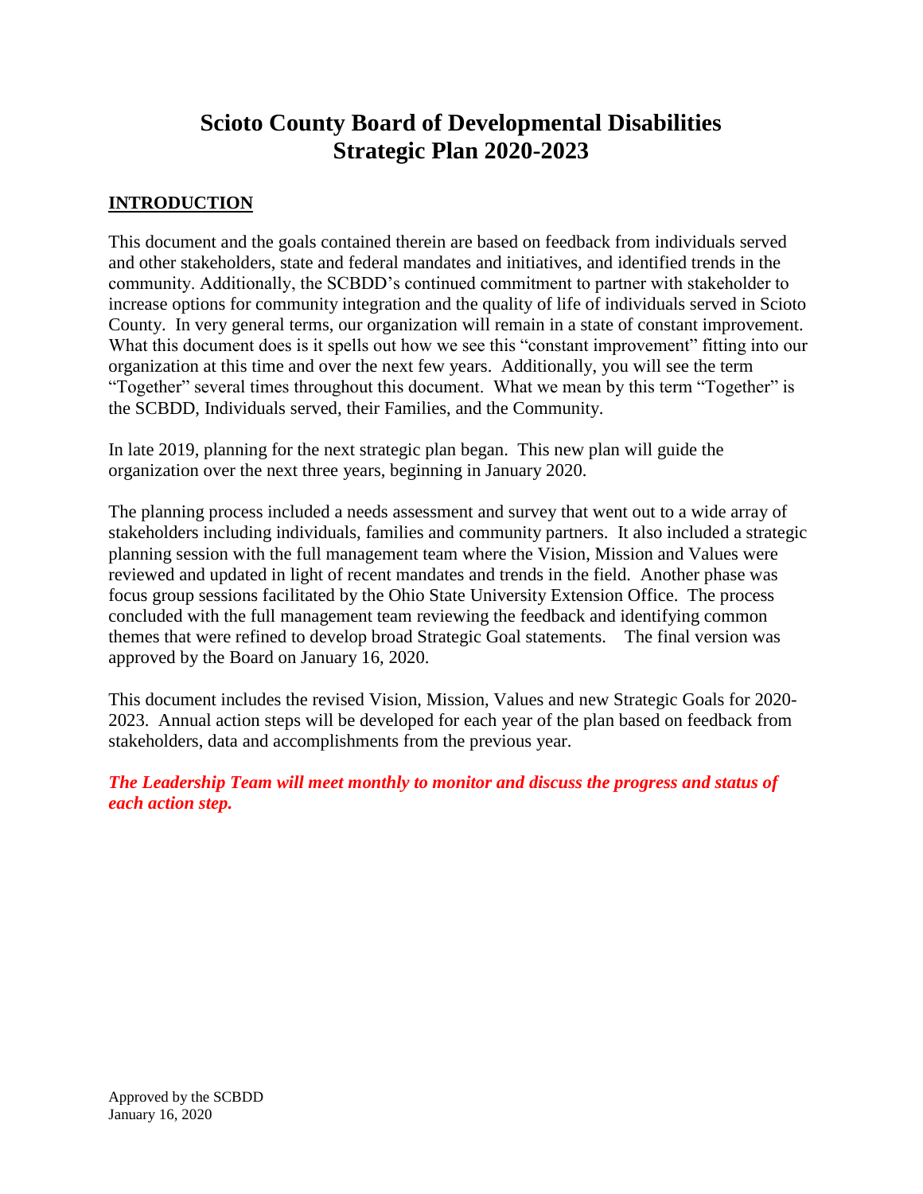# Scioto County Board of Developmental Disabilities
# Strategic Plan 2020-2023

## INTRODUCTION

This document and the goals contained therein are based on feedback from individuals served and other stakeholders, state and federal mandates and initiatives, and identified trends in the community. Additionally, the SCBDD's continued commitment to partner with stakeholder to increase options for community integration and the quality of life of individuals served in Scioto County. In very general terms, our organization will remain in a state of constant improvement. What this document does is it spells out how we see this "constant improvement" fitting into our organization at this time and over the next few years. Additionally, you will see the term "Together" several times throughout this document. What we mean by this term "Together" is the SCBDD, Individuals served, their Families, and the Community.

In late 2019, planning for the next strategic plan began. This new plan will guide the organization over the next three years, beginning in January 2020.

The planning process included a needs assessment and survey that went out to a wide array of stakeholders including individuals, families and community partners. It also included a strategic planning session with the full management team where the Vision, Mission and Values were reviewed and updated in light of recent mandates and trends in the field. Another phase was focus group sessions facilitated by the Ohio State University Extension Office. The process concluded with the full management team reviewing the feedback and identifying common themes that were refined to develop broad Strategic Goal statements. The final version was approved by the Board on January 16, 2020.

This document includes the revised Vision, Mission, Values and new Strategic Goals for 2020-2023. Annual action steps will be developed for each year of the plan based on feedback from stakeholders, data and accomplishments from the previous year.

***The Leadership Team will meet monthly to monitor and discuss the progress and status of each action step.***

Approved by the SCBDD
January 16, 2020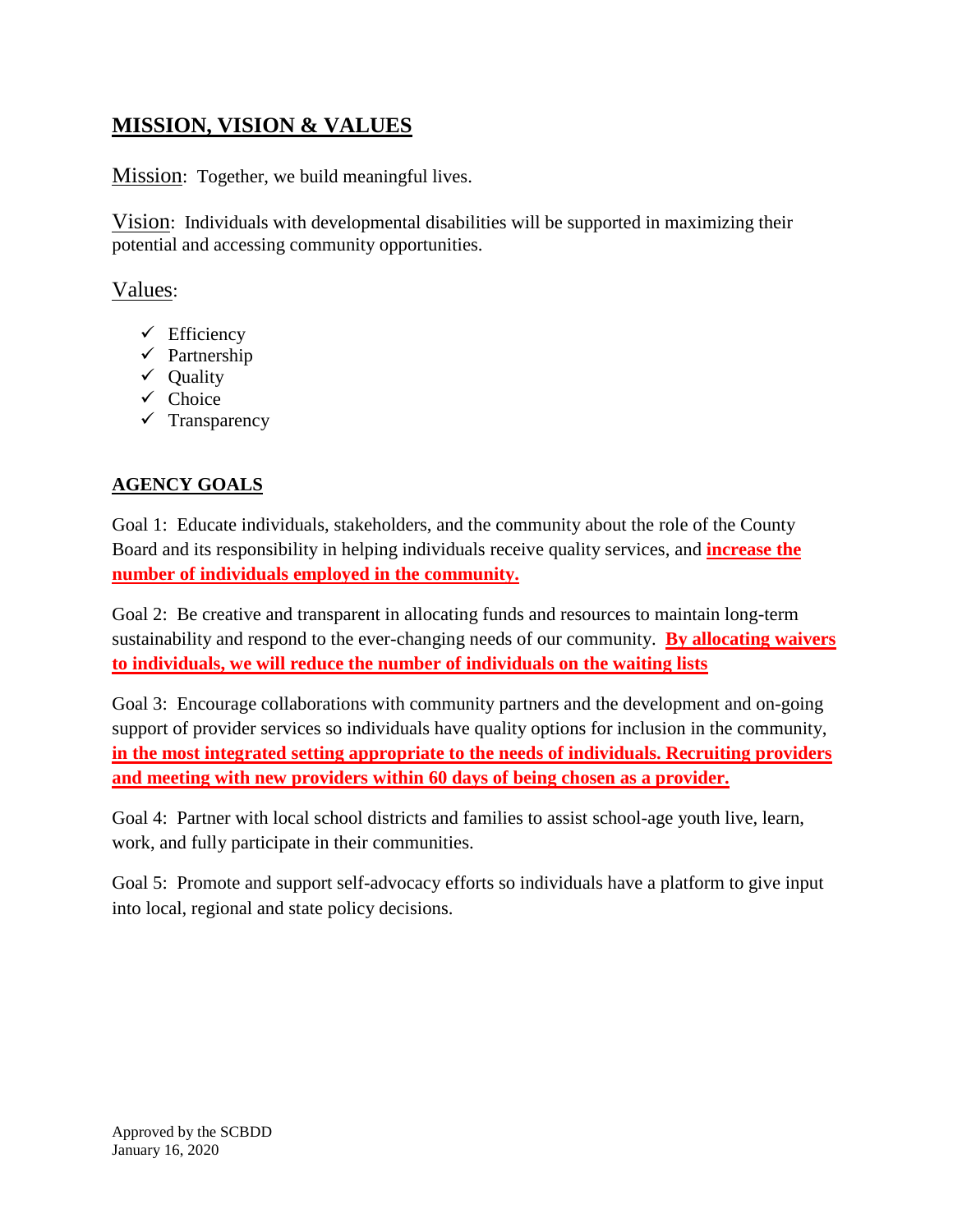## MISSION, VISION & VALUES

Mission: Together, we build meaningful lives.

Vision: Individuals with developmental disabilities will be supported in maximizing their potential and accessing community opportunities.

Values:

- ✓ Efficiency
- ✓ Partnership
- ✓ Quality
- ✓ Choice
- ✓ Transparency

## AGENCY GOALS

Goal 1: Educate individuals, stakeholders, and the community about the role of the County Board and its responsibility in helping individuals receive quality services, and **increase the number of individuals employed in the community.**

Goal 2: Be creative and transparent in allocating funds and resources to maintain long-term sustainability and respond to the ever-changing needs of our community. **By allocating waivers to individuals, we will reduce the number of individuals on the waiting lists**

Goal 3: Encourage collaborations with community partners and the development and on-going support of provider services so individuals have quality options for inclusion in the community, **in the most integrated setting appropriate to the needs of individuals. Recruiting providers and meeting with new providers within 60 days of being chosen as a provider.**

Goal 4: Partner with local school districts and families to assist school-age youth live, learn, work, and fully participate in their communities.

Goal 5: Promote and support self-advocacy efforts so individuals have a platform to give input into local, regional and state policy decisions.

Approved by the SCBDD
January 16, 2020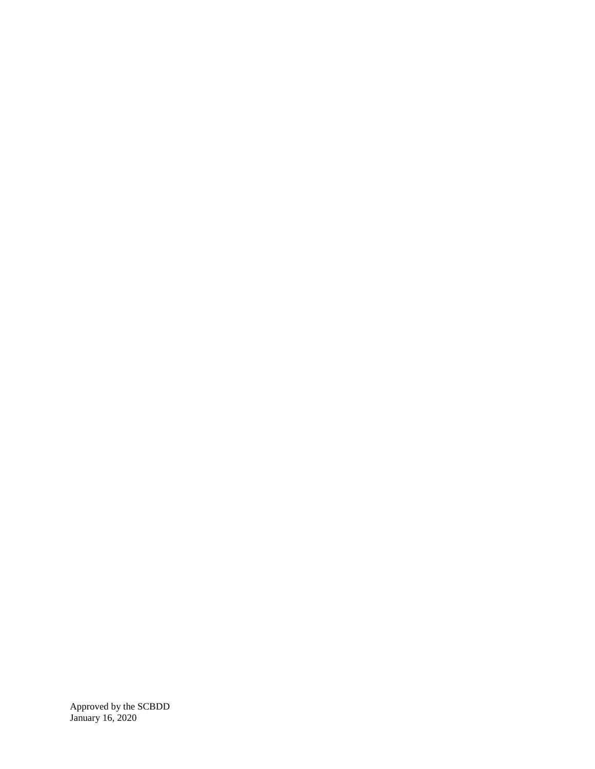Approved by the SCBDD
January 16, 2020